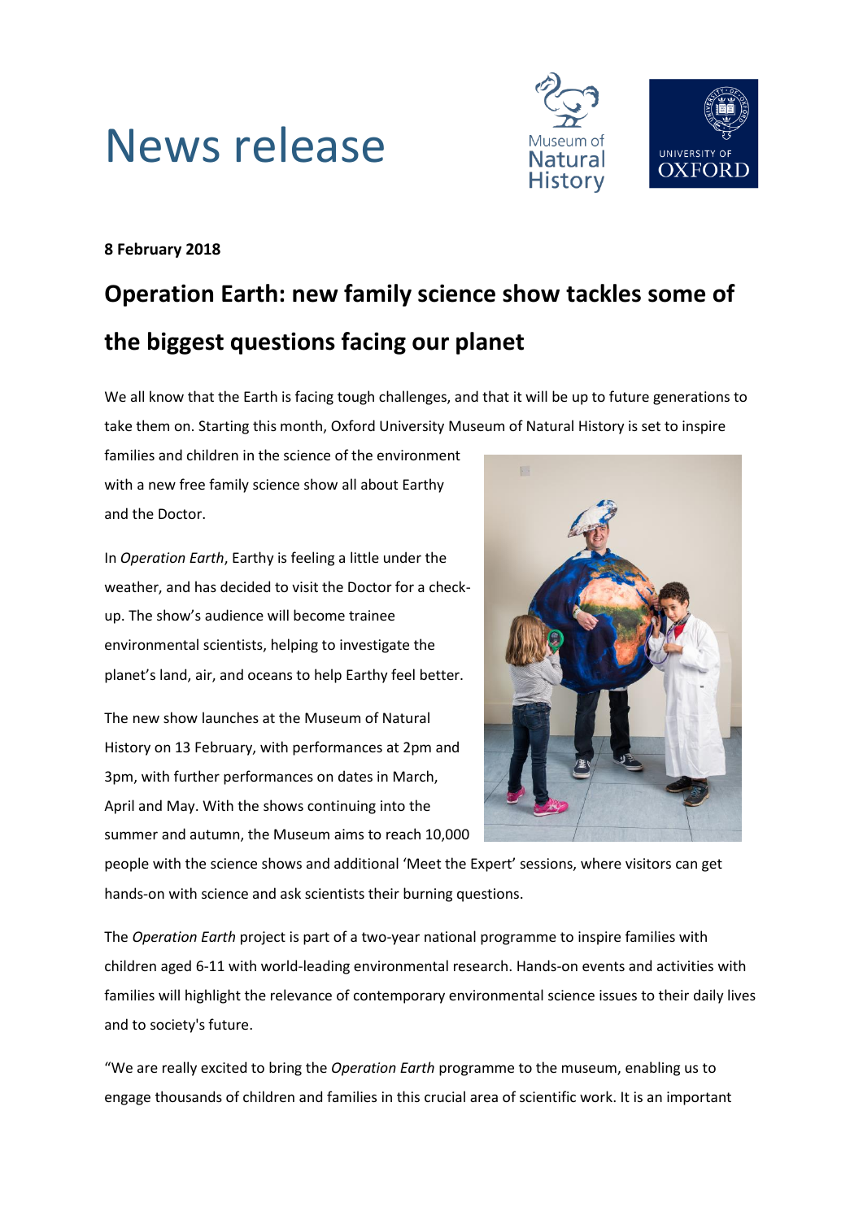# News release

**8 February 2018**

## Operation Earth: new family science show tackles some of the biggest questions facing our planet

We all know that the Earth is facing tough challenges, and that it will be up to future generations to take them on. Starting this month, Oxford University Museum of Natural History is set to inspire families and children in the science of the environment with a new free family science show all about Earthy and the Doctor.

In *Operation Earth*, Earthy is feeling a little under the weather, and has decided to visit the Doctor for a check-up. The show's audience will become trainee environmental scientists, helping to investigate the planet's land, air, and oceans to help Earthy feel better.

The new show launches at the Museum of Natural History on 13 February, with performances at 2pm and 3pm, with further performances on dates in March, April and May. With the shows continuing into the summer and autumn, the Museum aims to reach 10,000 people with the science shows and additional 'Meet the Expert' sessions, where visitors can get hands-on with science and ask scientists their burning questions.

The *Operation Earth* project is part of a two-year national programme to inspire families with children aged 6-11 with world-leading environmental research. Hands-on events and activities with families will highlight the relevance of contemporary environmental science issues to their daily lives and to society's future.

"We are really excited to bring the *Operation Earth* programme to the museum, enabling us to engage thousands of children and families in this crucial area of scientific work. It is an important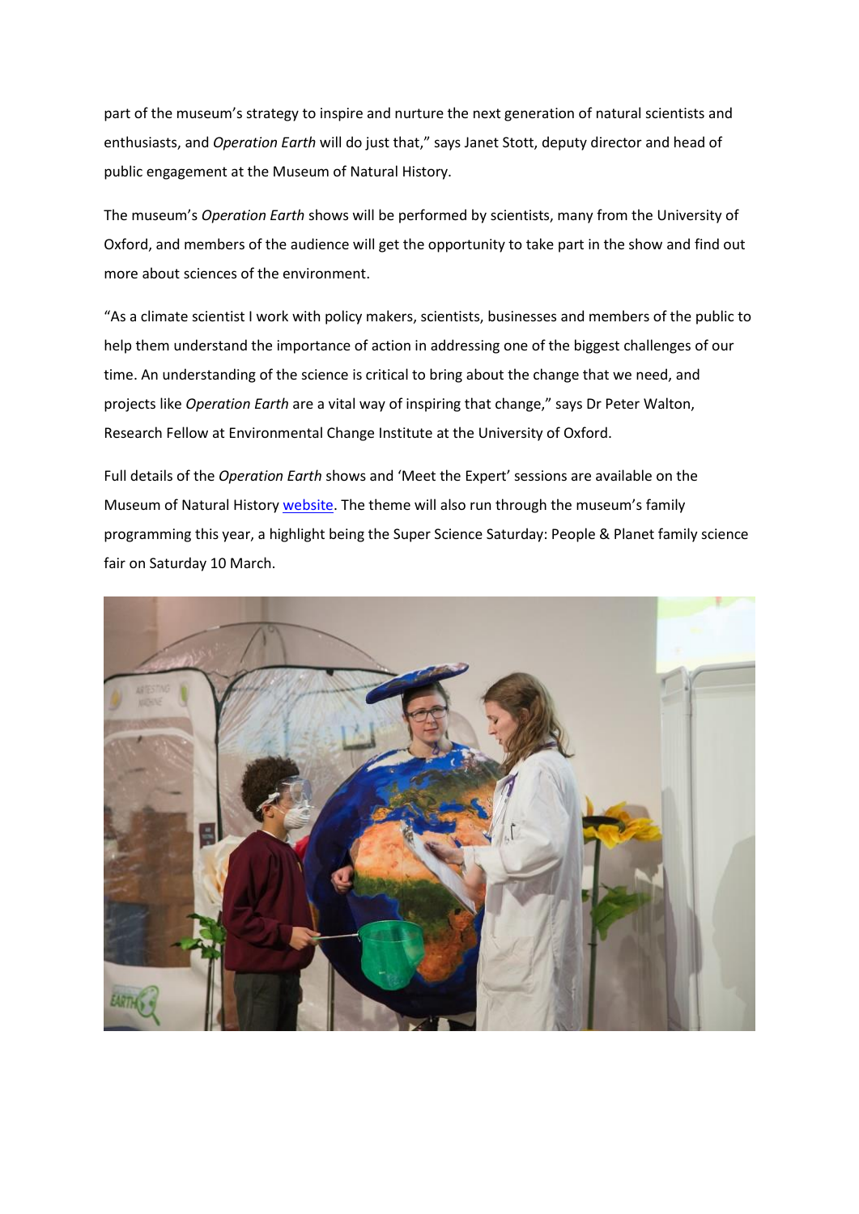part of the museum's strategy to inspire and nurture the next generation of natural scientists and enthusiasts, and *Operation Earth* will do just that," says Janet Stott, deputy director and head of public engagement at the Museum of Natural History.

The museum's *Operation Earth* shows will be performed by scientists, many from the University of Oxford, and members of the audience will get the opportunity to take part in the show and find out more about sciences of the environment.

"As a climate scientist I work with policy makers, scientists, businesses and members of the public to help them understand the importance of action in addressing one of the biggest challenges of our time. An understanding of the science is critical to bring about the change that we need, and projects like *Operation Earth* are a vital way of inspiring that change," says Dr Peter Walton, Research Fellow at Environmental Change Institute at the University of Oxford.

Full details of the *Operation Earth* shows and 'Meet the Expert' sessions are available on the Museum of Natural History website. The theme will also run through the museum's family programming this year, a highlight being the Super Science Saturday: People & Planet family science fair on Saturday 10 March.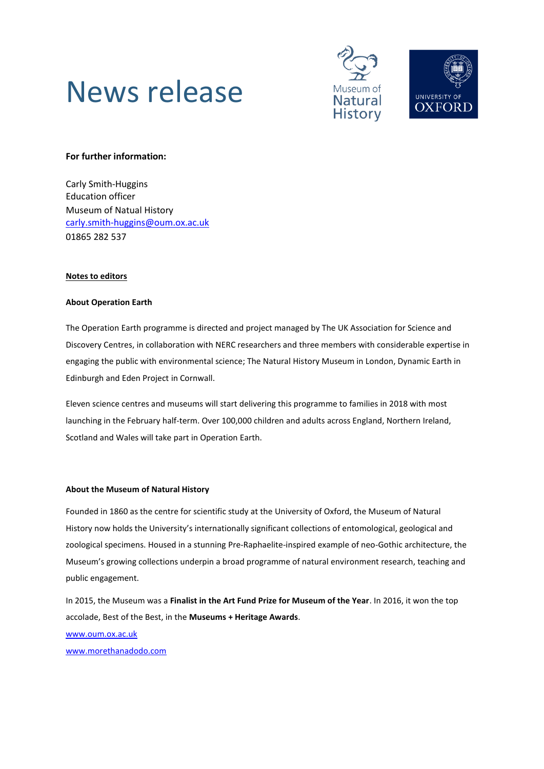# News release

**For further information:**

Carly Smith-Huggins
Education officer
Museum of Natual History
carly.smith-huggins@oum.ox.ac.uk
01865 282 537

**Notes to editors**

**About Operation Earth**

The Operation Earth programme is directed and project managed by The UK Association for Science and Discovery Centres, in collaboration with NERC researchers and three members with considerable expertise in engaging the public with environmental science; The Natural History Museum in London, Dynamic Earth in Edinburgh and Eden Project in Cornwall.

Eleven science centres and museums will start delivering this programme to families in 2018 with most launching in the February half-term. Over 100,000 children and adults across England, Northern Ireland, Scotland and Wales will take part in Operation Earth.

**About the Museum of Natural History**

Founded in 1860 as the centre for scientific study at the University of Oxford, the Museum of Natural History now holds the University's internationally significant collections of entomological, geological and zoological specimens. Housed in a stunning Pre-Raphaelite-inspired example of neo-Gothic architecture, the Museum's growing collections underpin a broad programme of natural environment research, teaching and public engagement.

In 2015, the Museum was a **Finalist in the Art Fund Prize for Museum of the Year**. In 2016, it won the top accolade, Best of the Best, in the **Museums + Heritage Awards**.

www.oum.ox.ac.uk

www.morethanadodo.com